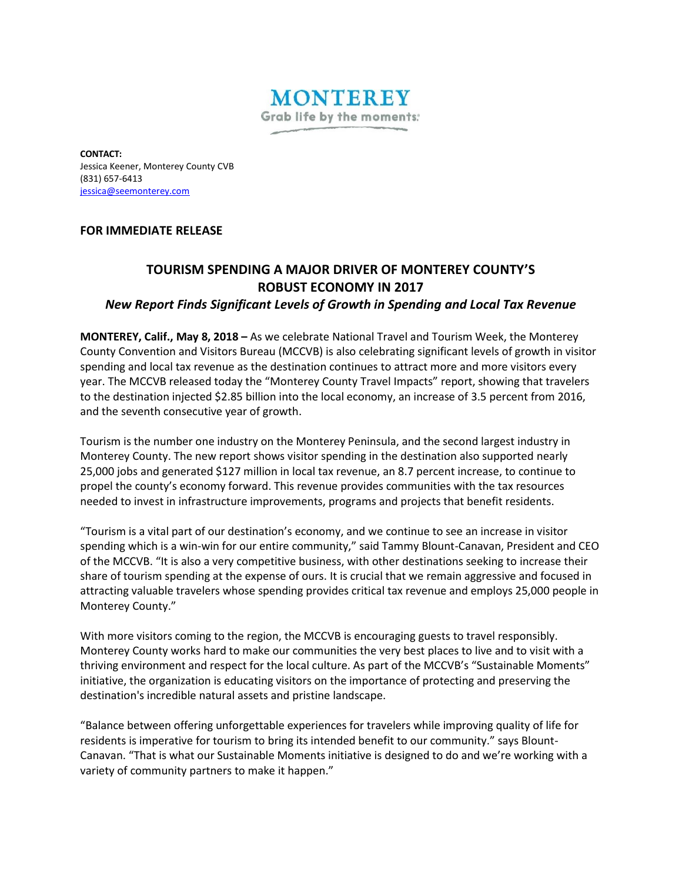**MONTEREY**
Grab life by the moments.

**CONTACT:**
Jessica Keener, Monterey County CVB
(831) 657-6413
jessica@seemonterey.com

**FOR IMMEDIATE RELEASE**

## TOURISM SPENDING A MAJOR DRIVER OF MONTEREY COUNTY'S ROBUST ECONOMY IN 2017

### *New Report Finds Significant Levels of Growth in Spending and Local Tax Revenue*

**MONTEREY, Calif., May 8, 2018 –** As we celebrate National Travel and Tourism Week, the Monterey County Convention and Visitors Bureau (MCCVB) is also celebrating significant levels of growth in visitor spending and local tax revenue as the destination continues to attract more and more visitors every year. The MCCVB released today the "Monterey County Travel Impacts" report, showing that travelers to the destination injected $2.85 billion into the local economy, an increase of 3.5 percent from 2016, and the seventh consecutive year of growth.

Tourism is the number one industry on the Monterey Peninsula, and the second largest industry in Monterey County. The new report shows visitor spending in the destination also supported nearly 25,000 jobs and generated $127 million in local tax revenue, an 8.7 percent increase, to continue to propel the county's economy forward. This revenue provides communities with the tax resources needed to invest in infrastructure improvements, programs and projects that benefit residents.

"Tourism is a vital part of our destination's economy, and we continue to see an increase in visitor spending which is a win-win for our entire community," said Tammy Blount-Canavan, President and CEO of the MCCVB. "It is also a very competitive business, with other destinations seeking to increase their share of tourism spending at the expense of ours. It is crucial that we remain aggressive and focused in attracting valuable travelers whose spending provides critical tax revenue and employs 25,000 people in Monterey County."

With more visitors coming to the region, the MCCVB is encouraging guests to travel responsibly. Monterey County works hard to make our communities the very best places to live and to visit with a thriving environment and respect for the local culture. As part of the MCCVB's "Sustainable Moments" initiative, the organization is educating visitors on the importance of protecting and preserving the destination's incredible natural assets and pristine landscape.

"Balance between offering unforgettable experiences for travelers while improving quality of life for residents is imperative for tourism to bring its intended benefit to our community." says Blount-Canavan. "That is what our Sustainable Moments initiative is designed to do and we're working with a variety of community partners to make it happen."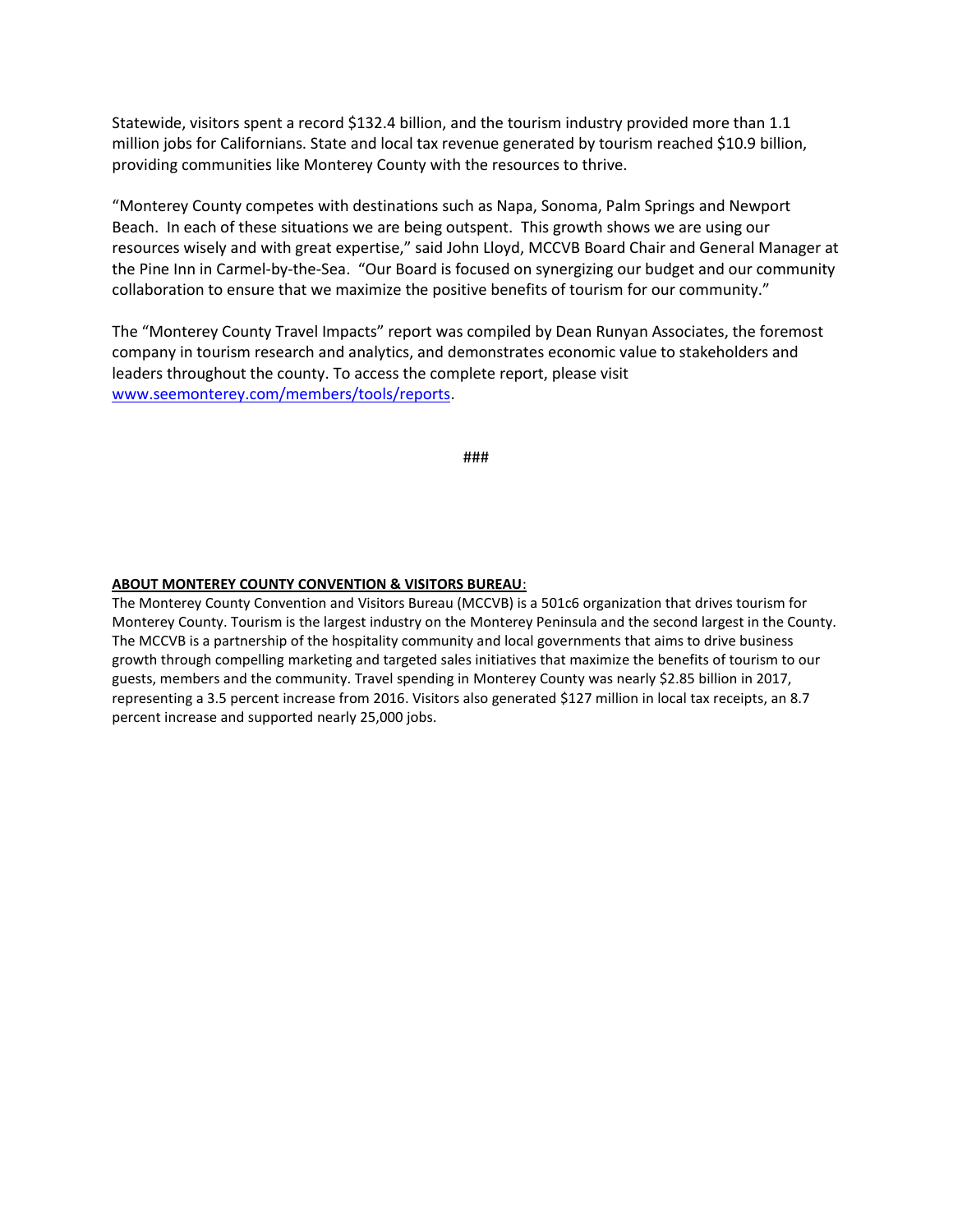Statewide, visitors spent a record $132.4 billion, and the tourism industry provided more than 1.1 million jobs for Californians. State and local tax revenue generated by tourism reached $10.9 billion, providing communities like Monterey County with the resources to thrive.

"Monterey County competes with destinations such as Napa, Sonoma, Palm Springs and Newport Beach. In each of these situations we are being outspent. This growth shows we are using our resources wisely and with great expertise," said John Lloyd, MCCVB Board Chair and General Manager at the Pine Inn in Carmel-by-the-Sea. "Our Board is focused on synergizing our budget and our community collaboration to ensure that we maximize the positive benefits of tourism for our community."

The "Monterey County Travel Impacts" report was compiled by Dean Runyan Associates, the foremost company in tourism research and analytics, and demonstrates economic value to stakeholders and leaders throughout the county. To access the complete report, please visit [www.seemonterey.com/members/tools/reports](www.seemonterey.com/members/tools/reports).

###

**ABOUT MONTEREY COUNTY CONVENTION & VISITORS BUREAU**:

The Monterey County Convention and Visitors Bureau (MCCVB) is a 501c6 organization that drives tourism for Monterey County. Tourism is the largest industry on the Monterey Peninsula and the second largest in the County. The MCCVB is a partnership of the hospitality community and local governments that aims to drive business growth through compelling marketing and targeted sales initiatives that maximize the benefits of tourism to our guests, members and the community. Travel spending in Monterey County was nearly $2.85 billion in 2017, representing a 3.5 percent increase from 2016. Visitors also generated $127 million in local tax receipts, an 8.7 percent increase and supported nearly 25,000 jobs.